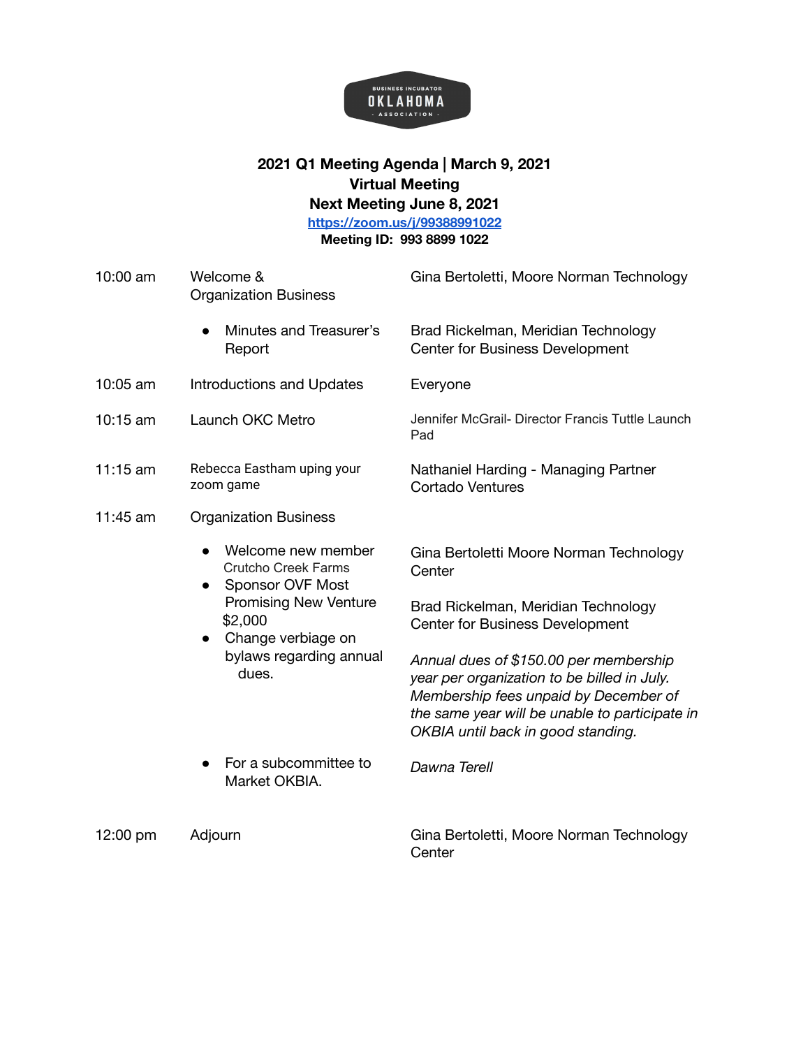BUSINESS INCUBATOR OKLAHOMA ASSOCIATION

**2021 Q1 Meeting Agenda | March 9, 2021**
**Virtual Meeting**
**Next Meeting June 8, 2021**
**https://zoom.us/j/99388991022**
**Meeting ID: 993 8899 1022**

| Time | Item | Presenter |
|---|---|---|
| 10:00 am | Welcome & Organization Business | Gina Bertoletti, Moore Norman Technology |
| | • Minutes and Treasurer's Report | Brad Rickelman, Meridian Technology Center for Business Development |
| 10:05 am | Introductions and Updates | Everyone |
| 10:15 am | Launch OKC Metro | Jennifer McGrail- Director Francis Tuttle Launch Pad |
| 11:15 am | Rebecca Eastham uping your zoom game | Nathaniel Harding - Managing Partner Cortado Ventures |
| 11:45 am | Organization Business | |
| | • Welcome new member Crutcho Creek Farms | Gina Bertoletti Moore Norman Technology Center |
| | • Sponsor OVF Most Promising New Venture $2,000 | Brad Rickelman, Meridian Technology Center for Business Development |
| | • Change verbiage on bylaws regarding annual dues. | *Annual dues of $150.00 per membership year per organization to be billed in July. Membership fees unpaid by December of the same year will be unable to participate in OKBIA until back in good standing.* |
| | • For a subcommittee to Market OKBIA. | *Dawna Terell* |
| 12:00 pm | Adjourn | Gina Bertoletti, Moore Norman Technology Center |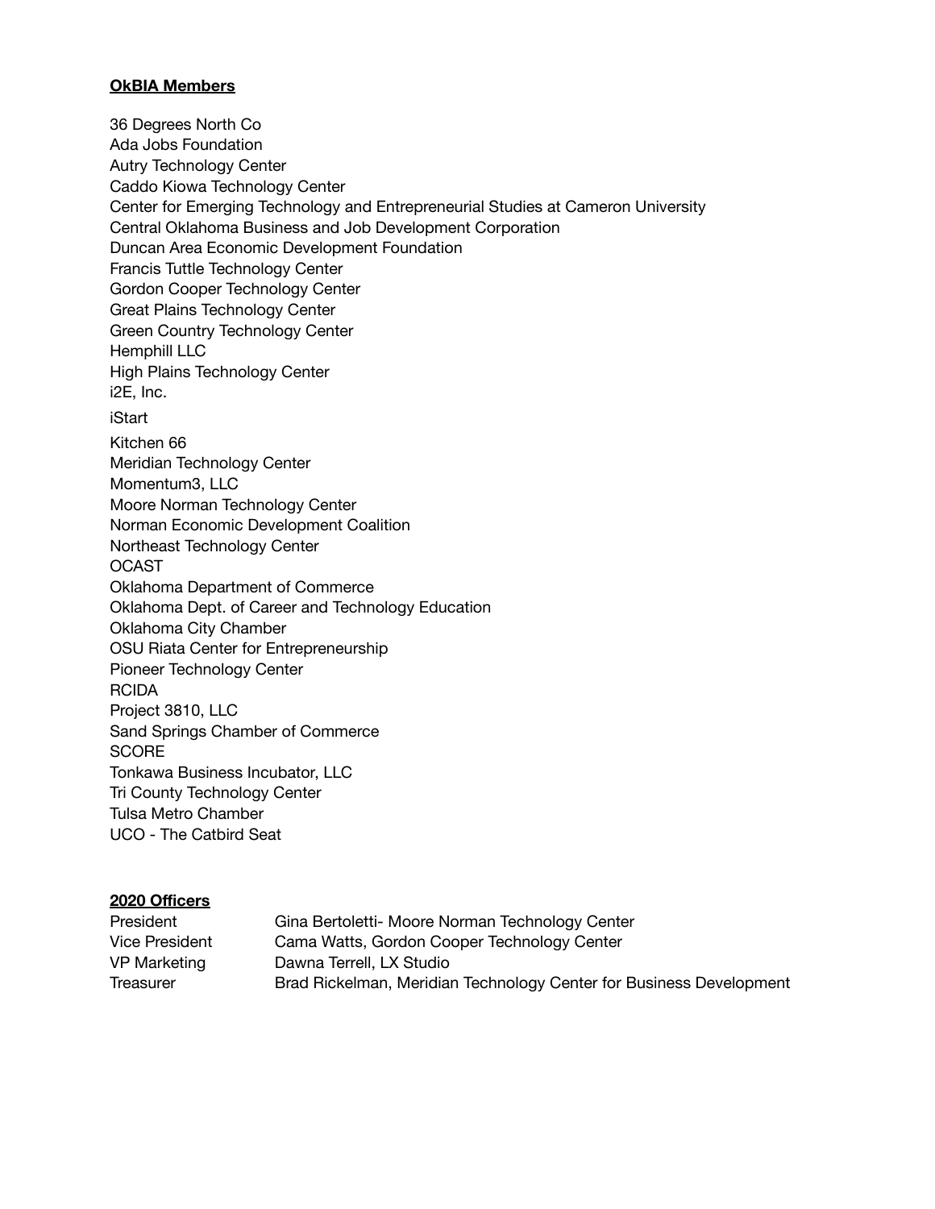**OkBIA Members**

36 Degrees North Co
Ada Jobs Foundation
Autry Technology Center
Caddo Kiowa Technology Center
Center for Emerging Technology and Entrepreneurial Studies at Cameron University
Central Oklahoma Business and Job Development Corporation
Duncan Area Economic Development Foundation
Francis Tuttle Technology Center
Gordon Cooper Technology Center
Great Plains Technology Center
Green Country Technology Center
Hemphill LLC
High Plains Technology Center
i2E, Inc.
iStart
Kitchen 66
Meridian Technology Center
Momentum3, LLC
Moore Norman Technology Center
Norman Economic Development Coalition
Northeast Technology Center
OCAST
Oklahoma Department of Commerce
Oklahoma Dept. of Career and Technology Education
Oklahoma City Chamber
OSU Riata Center for Entrepreneurship
Pioneer Technology Center
RCIDA
Project 3810, LLC
Sand Springs Chamber of Commerce
SCORE
Tonkawa Business Incubator, LLC
Tri County Technology Center
Tulsa Metro Chamber
UCO - The Catbird Seat

**2020 Officers**

| | |
|---|---|
| President | Gina Bertoletti- Moore Norman Technology Center |
| Vice President | Cama Watts, Gordon Cooper Technology Center |
| VP Marketing | Dawna Terrell, LX Studio |
| Treasurer | Brad Rickelman, Meridian Technology Center for Business Development |